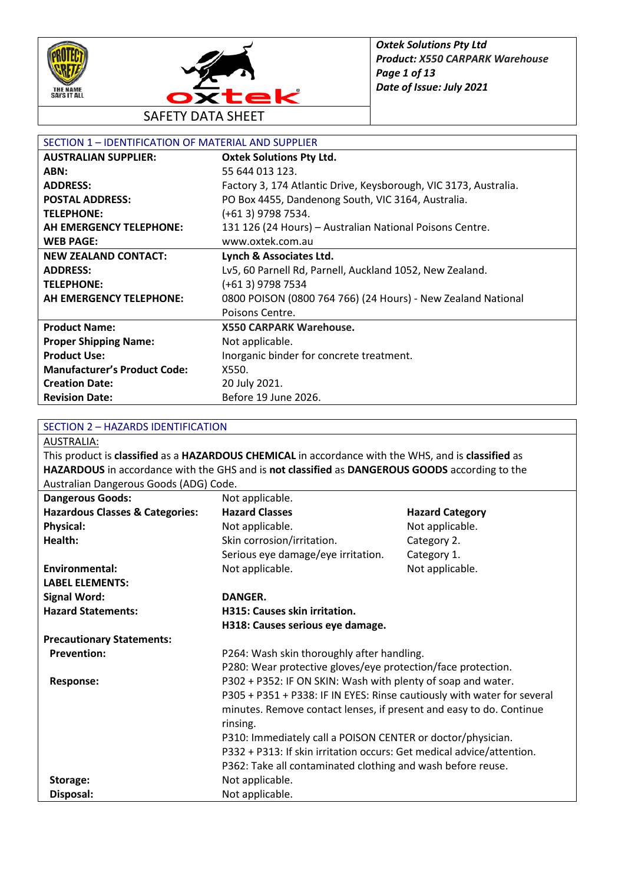# SAFETY DATA SHEET

## SECTION 1 – IDENTIFICATION OF MATERIAL AND SUPPLIER

| | |
|---|---|
| **AUSTRALIAN SUPPLIER:** | **Oxtek Solutions Pty Ltd.** |
| **ABN:** | 55 644 013 123. |
| **ADDRESS:** | Factory 3, 174 Atlantic Drive, Keysborough, VIC 3173, Australia. |
| **POSTAL ADDRESS:** | PO Box 4455, Dandenong South, VIC 3164, Australia. |
| **TELEPHONE:** | (+61 3) 9798 7534. |
| **AH EMERGENCY TELEPHONE:** | 131 126 (24 Hours) – Australian National Poisons Centre. |
| **WEB PAGE:** | www.oxtek.com.au |
| **NEW ZEALAND CONTACT:** | **Lynch & Associates Ltd.** |
| **ADDRESS:** | Lv5, 60 Parnell Rd, Parnell, Auckland 1052, New Zealand. |
| **TELEPHONE:** | (+61 3) 9798 7534 |
| **AH EMERGENCY TELEPHONE:** | 0800 POISON (0800 764 766) (24 Hours) - New Zealand National Poisons Centre. |
| **Product Name:** | **X550 CARPARK Warehouse.** |
| **Proper Shipping Name:** | Not applicable. |
| **Product Use:** | Inorganic binder for concrete treatment. |
| **Manufacturer's Product Code:** | X550. |
| **Creation Date:** | 20 July 2021. |
| **Revision Date:** | Before 19 June 2026. |

## SECTION 2 – HAZARDS IDENTIFICATION

AUSTRALIA:

This product is **classified** as a **HAZARDOUS CHEMICAL** in accordance with the WHS, and is **classified** as **HAZARDOUS** in accordance with the GHS and is **not classified** as **DANGEROUS GOODS** according to the Australian Dangerous Goods (ADG) Code.

| | | |
|---|---|---|
| **Dangerous Goods:** | Not applicable. | |
| **Hazardous Classes & Categories:** | **Hazard Classes** | **Hazard Category** |
| **Physical:** | Not applicable. | Not applicable. |
| **Health:** | Skin corrosion/irritation. | Category 2. |
| | Serious eye damage/eye irritation. | Category 1. |
| **Environmental:** | Not applicable. | Not applicable. |

**LABEL ELEMENTS:**

| | |
|---|---|
| **Signal Word:** | **DANGER.** |
| **Hazard Statements:** | **H315: Causes skin irritation.**<br>**H318: Causes serious eye damage.** |

**Precautionary Statements:**

| | |
|---|---|
| **Prevention:** | P264: Wash skin thoroughly after handling.<br>P280: Wear protective gloves/eye protection/face protection. |
| **Response:** | P302 + P352: IF ON SKIN: Wash with plenty of soap and water.<br>P305 + P351 + P338: IF IN EYES: Rinse cautiously with water for several minutes. Remove contact lenses, if present and easy to do. Continue rinsing.<br>P310: Immediately call a POISON CENTER or doctor/physician.<br>P332 + P313: If skin irritation occurs: Get medical advice/attention.<br>P362: Take all contaminated clothing and wash before reuse. |
| **Storage:** | Not applicable. |
| **Disposal:** | Not applicable. |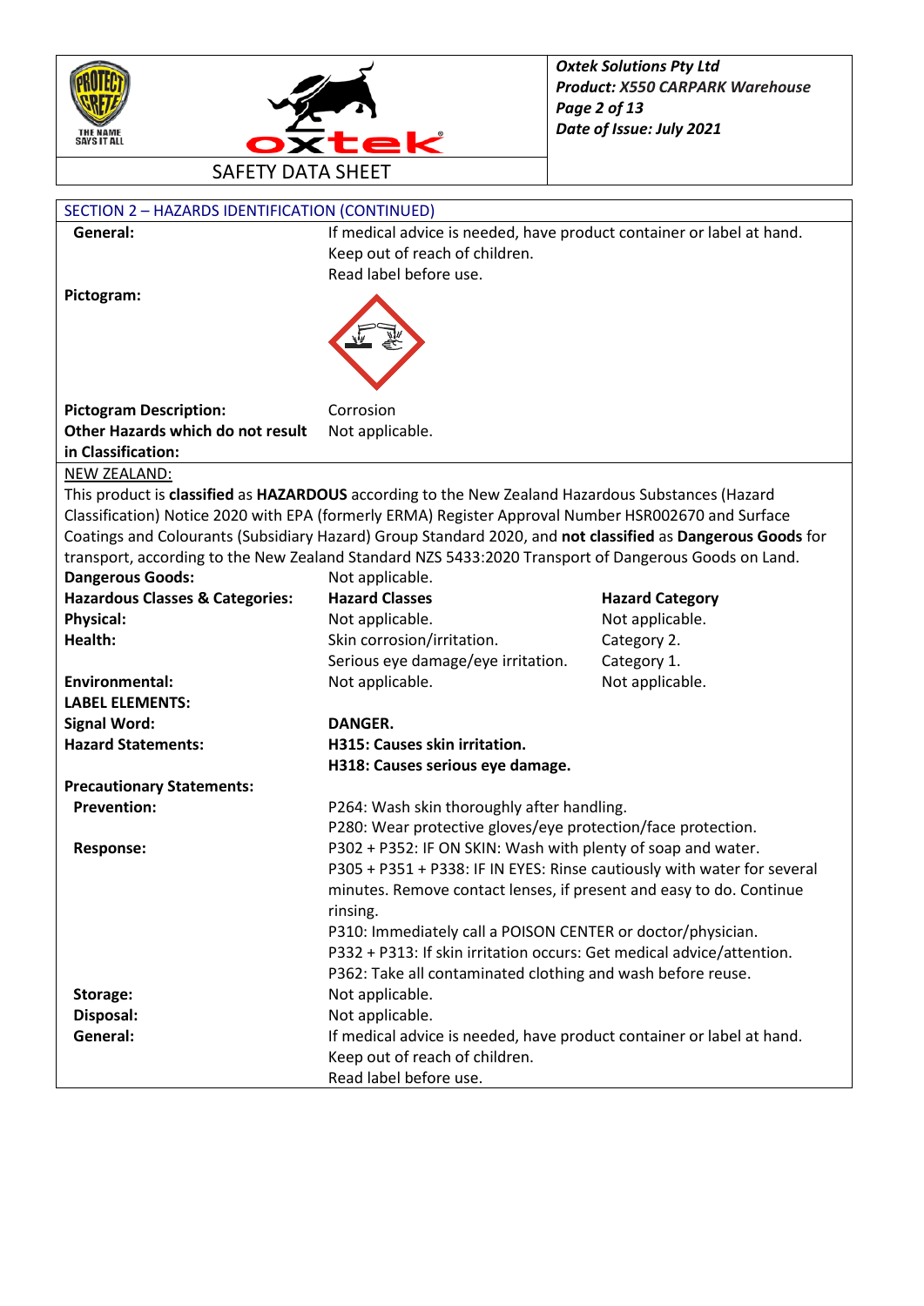## SECTION 2 – HAZARDS IDENTIFICATION (CONTINUED)

| | |
|---|---|
| **General:** | If medical advice is needed, have product container or label at hand.<br>Keep out of reach of children.<br>Read label before use. |
| **Pictogram:** | |
| **Pictogram Description:** | Corrosion |
| **Other Hazards which do not result in Classification:** | Not applicable. |

NEW ZEALAND:

This product is **classified** as **HAZARDOUS** according to the New Zealand Hazardous Substances (Hazard Classification) Notice 2020 with EPA (formerly ERMA) Register Approval Number HSR002670 and Surface Coatings and Colourants (Subsidiary Hazard) Group Standard 2020, and **not classified** as **Dangerous Goods** for transport, according to the New Zealand Standard NZS 5433:2020 Transport of Dangerous Goods on Land.

| | | |
|---|---|---|
| **Dangerous Goods:** | Not applicable. | |
| **Hazardous Classes & Categories:** | **Hazard Classes** | **Hazard Category** |
| **Physical:** | Not applicable. | Not applicable. |
| **Health:** | Skin corrosion/irritation. | Category 2. |
| | Serious eye damage/eye irritation. | Category 1. |
| **Environmental:** | Not applicable. | Not applicable. |

**LABEL ELEMENTS:**

| | |
|---|---|
| **Signal Word:** | **DANGER.** |
| **Hazard Statements:** | **H315: Causes skin irritation.**<br>**H318: Causes serious eye damage.** |

**Precautionary Statements:**

| | |
|---|---|
| **Prevention:** | P264: Wash skin thoroughly after handling.<br>P280: Wear protective gloves/eye protection/face protection. |
| **Response:** | P302 + P352: IF ON SKIN: Wash with plenty of soap and water.<br>P305 + P351 + P338: IF IN EYES: Rinse cautiously with water for several minutes. Remove contact lenses, if present and easy to do. Continue rinsing.<br>P310: Immediately call a POISON CENTER or doctor/physician.<br>P332 + P313: If skin irritation occurs: Get medical advice/attention.<br>P362: Take all contaminated clothing and wash before reuse. |
| **Storage:** | Not applicable. |
| **Disposal:** | Not applicable. |
| **General:** | If medical advice is needed, have product container or label at hand.<br>Keep out of reach of children.<br>Read label before use. |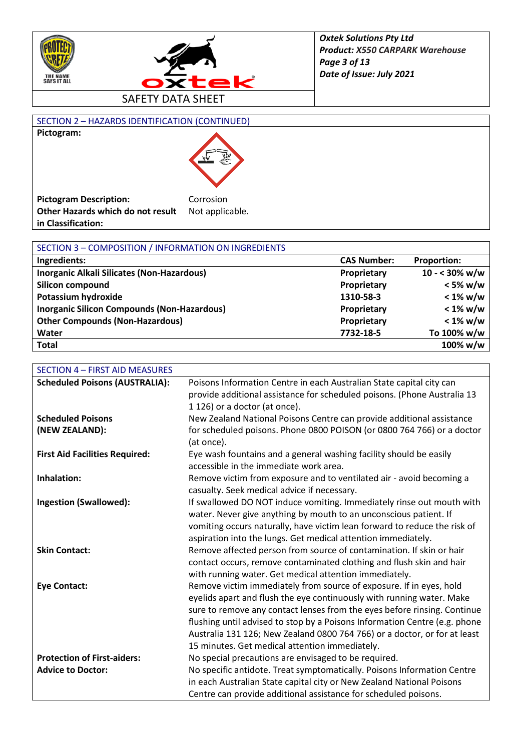## SECTION 2 – HAZARDS IDENTIFICATION (CONTINUED)

**Pictogram:**

**Pictogram Description:** Corrosion

**Other Hazards which do not result in Classification:** Not applicable.

## SECTION 3 – COMPOSITION / INFORMATION ON INGREDIENTS

| Ingredients: | CAS Number: | Proportion: |
|---|---|---|
| Inorganic Alkali Silicates (Non-Hazardous) | Proprietary | 10 - < 30% w/w |
| Silicon compound | Proprietary | < 5% w/w |
| Potassium hydroxide | 1310-58-3 | < 1% w/w |
| Inorganic Silicon Compounds (Non-Hazardous) | Proprietary | < 1% w/w |
| Other Compounds (Non-Hazardous) | Proprietary | < 1% w/w |
| Water | 7732-18-5 | To 100% w/w |
| **Total** | | 100% w/w |

## SECTION 4 – FIRST AID MEASURES

**Scheduled Poisons (AUSTRALIA):** Poisons Information Centre in each Australian State capital city can provide additional assistance for scheduled poisons. (Phone Australia 13 1 126) or a doctor (at once).

**Scheduled Poisons (NEW ZEALAND):** New Zealand National Poisons Centre can provide additional assistance for scheduled poisons. Phone 0800 POISON (or 0800 764 766) or a doctor (at once).

**First Aid Facilities Required:** Eye wash fountains and a general washing facility should be easily accessible in the immediate work area.

**Inhalation:** Remove victim from exposure and to ventilated air - avoid becoming a casualty. Seek medical advice if necessary.

**Ingestion (Swallowed):** If swallowed DO NOT induce vomiting. Immediately rinse out mouth with water. Never give anything by mouth to an unconscious patient. If vomiting occurs naturally, have victim lean forward to reduce the risk of aspiration into the lungs. Get medical attention immediately.

**Skin Contact:** Remove affected person from source of contamination. If skin or hair contact occurs, remove contaminated clothing and flush skin and hair with running water. Get medical attention immediately.

**Eye Contact:** Remove victim immediately from source of exposure. If in eyes, hold eyelids apart and flush the eye continuously with running water. Make sure to remove any contact lenses from the eyes before rinsing. Continue flushing until advised to stop by a Poisons Information Centre (e.g. phone Australia 131 126; New Zealand 0800 764 766) or a doctor, or for at least 15 minutes. Get medical attention immediately.

**Protection of First-aiders:** No special precautions are envisaged to be required.

**Advice to Doctor:** No specific antidote. Treat symptomatically. Poisons Information Centre in each Australian State capital city or New Zealand National Poisons Centre can provide additional assistance for scheduled poisons.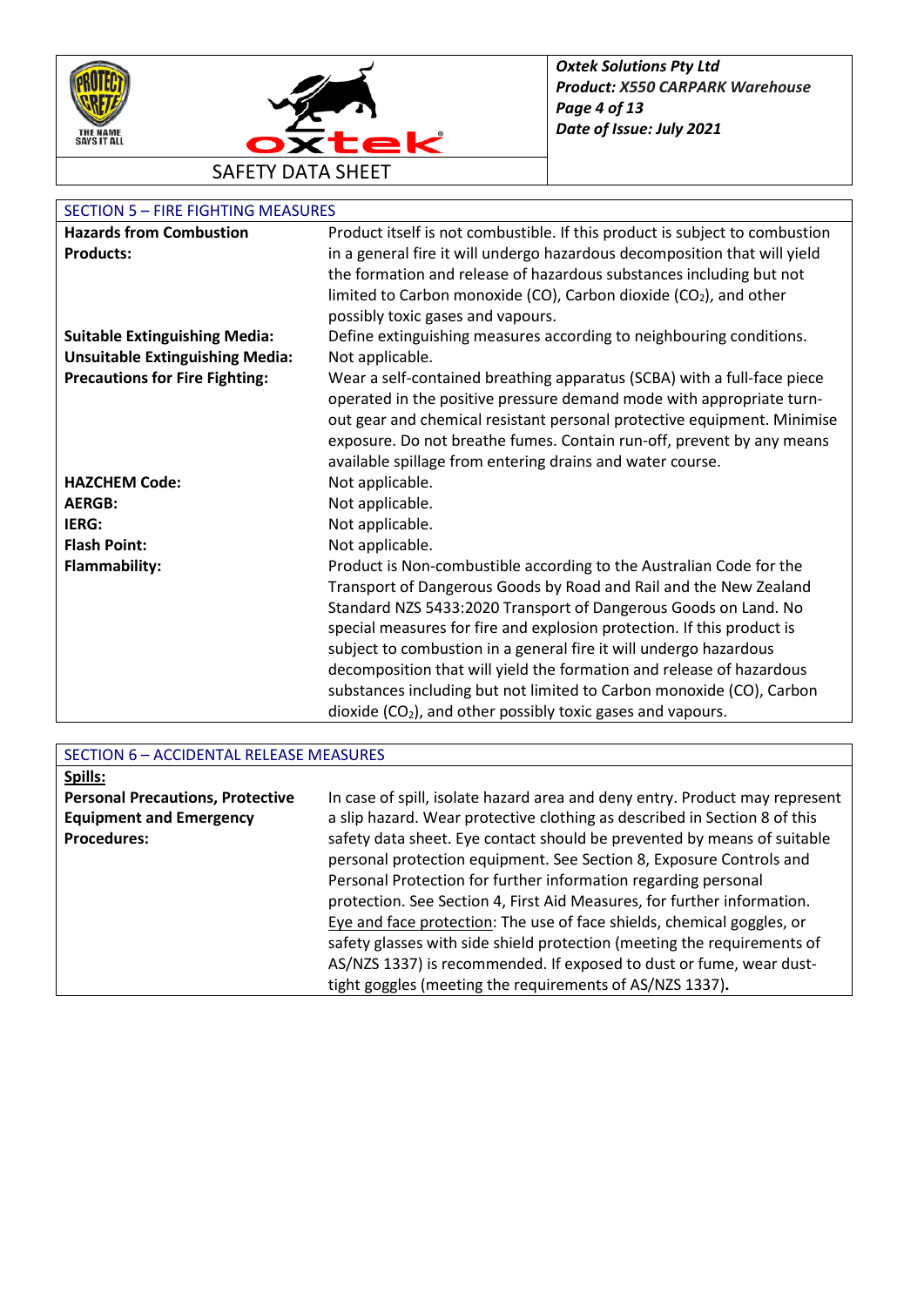## SECTION 5 – FIRE FIGHTING MEASURES

| | |
|---|---|
| **Hazards from Combustion Products:** | Product itself is not combustible. If this product is subject to combustion in a general fire it will undergo hazardous decomposition that will yield the formation and release of hazardous substances including but not limited to Carbon monoxide (CO), Carbon dioxide ($CO_2$), and other possibly toxic gases and vapours. |
| **Suitable Extinguishing Media:** | Define extinguishing measures according to neighbouring conditions. |
| **Unsuitable Extinguishing Media:** | Not applicable. |
| **Precautions for Fire Fighting:** | Wear a self-contained breathing apparatus (SCBA) with a full-face piece operated in the positive pressure demand mode with appropriate turn-out gear and chemical resistant personal protective equipment. Minimise exposure. Do not breathe fumes. Contain run-off, prevent by any means available spillage from entering drains and water course. |
| **HAZCHEM Code:** | Not applicable. |
| **AERGB:** | Not applicable. |
| **IERG:** | Not applicable. |
| **Flash Point:** | Not applicable. |
| **Flammability:** | Product is Non-combustible according to the Australian Code for the Transport of Dangerous Goods by Road and Rail and the New Zealand Standard NZS 5433:2020 Transport of Dangerous Goods on Land. No special measures for fire and explosion protection. If this product is subject to combustion in a general fire it will undergo hazardous decomposition that will yield the formation and release of hazardous substances including but not limited to Carbon monoxide (CO), Carbon dioxide ($CO_2$), and other possibly toxic gases and vapours. |

## SECTION 6 – ACCIDENTAL RELEASE MEASURES

**Spills:**

| | |
|---|---|
| **Personal Precautions, Protective Equipment and Emergency Procedures:** | In case of spill, isolate hazard area and deny entry. Product may represent a slip hazard. Wear protective clothing as described in Section 8 of this safety data sheet. Eye contact should be prevented by means of suitable personal protection equipment. See Section 8, Exposure Controls and Personal Protection for further information regarding personal protection. See Section 4, First Aid Measures, for further information. Eye and face protection: The use of face shields, chemical goggles, or safety glasses with side shield protection (meeting the requirements of AS/NZS 1337) is recommended. If exposed to dust or fume, wear dust-tight goggles (meeting the requirements of AS/NZS 1337). |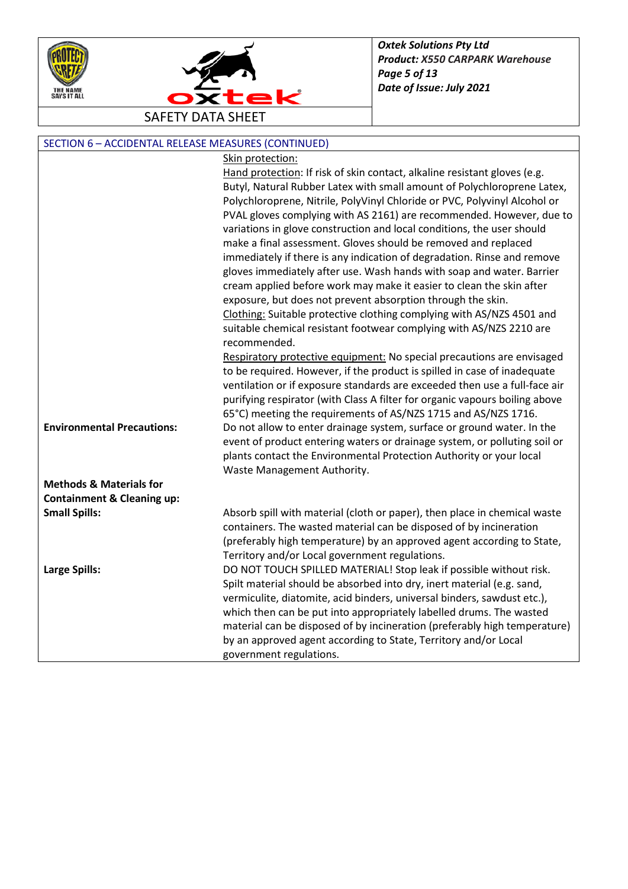## SECTION 6 – ACCIDENTAL RELEASE MEASURES (CONTINUED)

| | |
|---|---|
| | <u>Skin protection:</u><br><u>Hand protection</u>: If risk of skin contact, alkaline resistant gloves (e.g. Butyl, Natural Rubber Latex with small amount of Polychloroprene Latex, Polychloroprene, Nitrile, PolyVinyl Chloride or PVC, Polyvinyl Alcohol or PVAL gloves complying with AS 2161) are recommended. However, due to variations in glove construction and local conditions, the user should make a final assessment. Gloves should be removed and replaced immediately if there is any indication of degradation. Rinse and remove gloves immediately after use. Wash hands with soap and water. Barrier cream applied before work may make it easier to clean the skin after exposure, but does not prevent absorption through the skin.<br><u>Clothing:</u> Suitable protective clothing complying with AS/NZS 4501 and suitable chemical resistant footwear complying with AS/NZS 2210 are recommended.<br><u>Respiratory protective equipment:</u> No special precautions are envisaged to be required. However, if the product is spilled in case of inadequate ventilation or if exposure standards are exceeded then use a full-face air purifying respirator (with Class A filter for organic vapours boiling above 65°C) meeting the requirements of AS/NZS 1715 and AS/NZS 1716. |
| **Environmental Precautions:** | Do not allow to enter drainage system, surface or ground water. In the event of product entering waters or drainage system, or polluting soil or plants contact the Environmental Protection Authority or your local Waste Management Authority. |
| **Methods & Materials for Containment & Cleaning up:** | |
| **Small Spills:** | Absorb spill with material (cloth or paper), then place in chemical waste containers. The wasted material can be disposed of by incineration (preferably high temperature) by an approved agent according to State, Territory and/or Local government regulations. |
| **Large Spills:** | DO NOT TOUCH SPILLED MATERIAL! Stop leak if possible without risk. Spilt material should be absorbed into dry, inert material (e.g. sand, vermiculite, diatomite, acid binders, universal binders, sawdust etc.), which then can be put into appropriately labelled drums. The wasted material can be disposed of by incineration (preferably high temperature) by an approved agent according to State, Territory and/or Local government regulations. |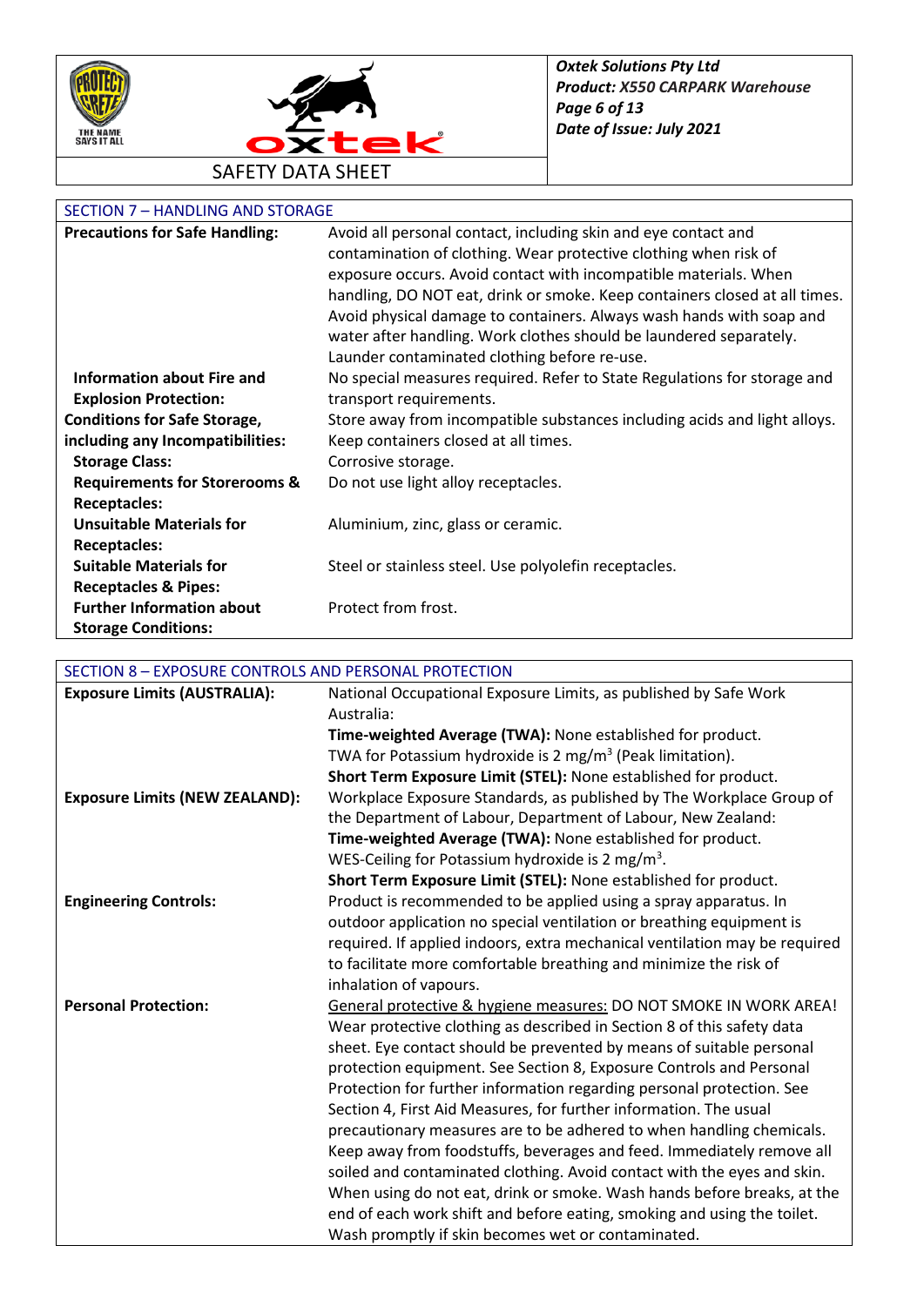## SECTION 7 – HANDLING AND STORAGE

| | |
|---|---|
| **Precautions for Safe Handling:** | Avoid all personal contact, including skin and eye contact and contamination of clothing. Wear protective clothing when risk of exposure occurs. Avoid contact with incompatible materials. When handling, DO NOT eat, drink or smoke. Keep containers closed at all times. Avoid physical damage to containers. Always wash hands with soap and water after handling. Work clothes should be laundered separately. Launder contaminated clothing before re-use. |
| **Information about Fire and Explosion Protection:** | No special measures required. Refer to State Regulations for storage and transport requirements. |
| **Conditions for Safe Storage, including any Incompatibilities:** | Store away from incompatible substances including acids and light alloys. Keep containers closed at all times. |
| **Storage Class:** | Corrosive storage. |
| **Requirements for Storerooms & Receptacles:** | Do not use light alloy receptacles. |
| **Unsuitable Materials for Receptacles:** | Aluminium, zinc, glass or ceramic. |
| **Suitable Materials for Receptacles & Pipes:** | Steel or stainless steel. Use polyolefin receptacles. |
| **Further Information about Storage Conditions:** | Protect from frost. |

## SECTION 8 – EXPOSURE CONTROLS AND PERSONAL PROTECTION

| | |
|---|---|
| **Exposure Limits (AUSTRALIA):** | National Occupational Exposure Limits, as published by Safe Work Australia:<br>**Time-weighted Average (TWA):** None established for product.<br>TWA for Potassium hydroxide is 2 $mg/m^3$ (Peak limitation).<br>**Short Term Exposure Limit (STEL):** None established for product. |
| **Exposure Limits (NEW ZEALAND):** | Workplace Exposure Standards, as published by The Workplace Group of the Department of Labour, Department of Labour, New Zealand:<br>**Time-weighted Average (TWA):** None established for product.<br>WES-Ceiling for Potassium hydroxide is 2 $mg/m^3$.<br>**Short Term Exposure Limit (STEL):** None established for product. |
| **Engineering Controls:** | Product is recommended to be applied using a spray apparatus. In outdoor application no special ventilation or breathing equipment is required. If applied indoors, extra mechanical ventilation may be required to facilitate more comfortable breathing and minimize the risk of inhalation of vapours. |
| **Personal Protection:** | General protective & hygiene measures: DO NOT SMOKE IN WORK AREA! Wear protective clothing as described in Section 8 of this safety data sheet. Eye contact should be prevented by means of suitable personal protection equipment. See Section 8, Exposure Controls and Personal Protection for further information regarding personal protection. See Section 4, First Aid Measures, for further information. The usual precautionary measures are to be adhered to when handling chemicals. Keep away from foodstuffs, beverages and feed. Immediately remove all soiled and contaminated clothing. Avoid contact with the eyes and skin. When using do not eat, drink or smoke. Wash hands before breaks, at the end of each work shift and before eating, smoking and using the toilet. Wash promptly if skin becomes wet or contaminated. |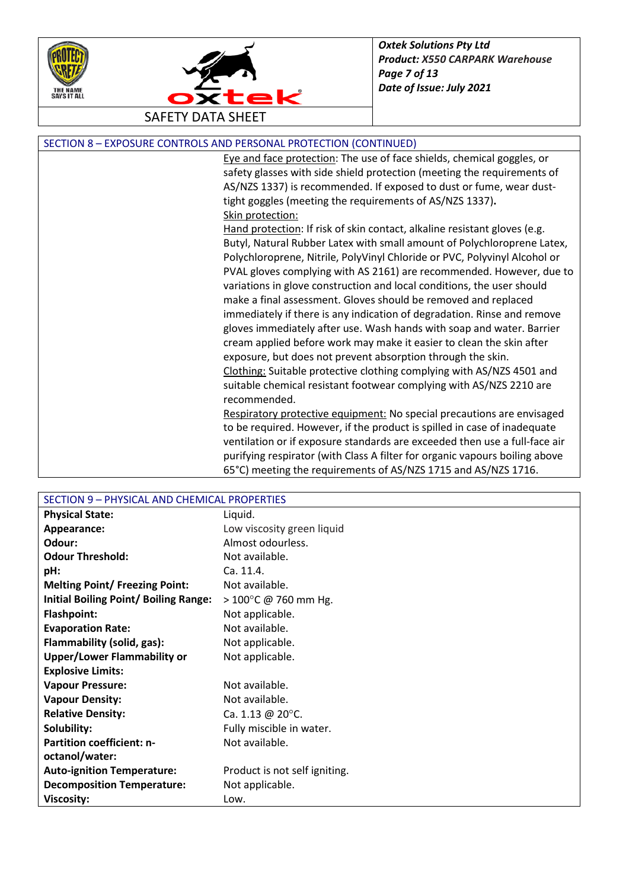## SECTION 8 – EXPOSURE CONTROLS AND PERSONAL PROTECTION (CONTINUED)

Eye and face protection: The use of face shields, chemical goggles, or safety glasses with side shield protection (meeting the requirements of AS/NZS 1337) is recommended. If exposed to dust or fume, wear dust-tight goggles (meeting the requirements of AS/NZS 1337).

Skin protection:

Hand protection: If risk of skin contact, alkaline resistant gloves (e.g. Butyl, Natural Rubber Latex with small amount of Polychloroprene Latex, Polychloroprene, Nitrile, PolyVinyl Chloride or PVC, Polyvinyl Alcohol or PVAL gloves complying with AS 2161) are recommended. However, due to variations in glove construction and local conditions, the user should make a final assessment. Gloves should be removed and replaced immediately if there is any indication of degradation. Rinse and remove gloves immediately after use. Wash hands with soap and water. Barrier cream applied before work may make it easier to clean the skin after exposure, but does not prevent absorption through the skin.

Clothing: Suitable protective clothing complying with AS/NZS 4501 and suitable chemical resistant footwear complying with AS/NZS 2210 are recommended.

Respiratory protective equipment: No special precautions are envisaged to be required. However, if the product is spilled in case of inadequate ventilation or if exposure standards are exceeded then use a full-face air purifying respirator (with Class A filter for organic vapours boiling above 65°C) meeting the requirements of AS/NZS 1715 and AS/NZS 1716.

## SECTION 9 – PHYSICAL AND CHEMICAL PROPERTIES

| Property | Value |
|---|---|
| **Physical State:** | Liquid. |
| **Appearance:** | Low viscosity green liquid |
| **Odour:** | Almost odourless. |
| **Odour Threshold:** | Not available. |
| **pH:** | Ca. 11.4. |
| **Melting Point/ Freezing Point:** | Not available. |
| **Initial Boiling Point/ Boiling Range:** | > 100°C @ 760 mm Hg. |
| **Flashpoint:** | Not applicable. |
| **Evaporation Rate:** | Not available. |
| **Flammability (solid, gas):** | Not applicable. |
| **Upper/Lower Flammability or Explosive Limits:** | Not applicable. |
| **Vapour Pressure:** | Not available. |
| **Vapour Density:** | Not available. |
| **Relative Density:** | Ca. 1.13 @ 20°C. |
| **Solubility:** | Fully miscible in water. |
| **Partition coefficient: n-octanol/water:** | Not available. |
| **Auto-ignition Temperature:** | Product is not self igniting. |
| **Decomposition Temperature:** | Not applicable. |
| **Viscosity:** | Low. |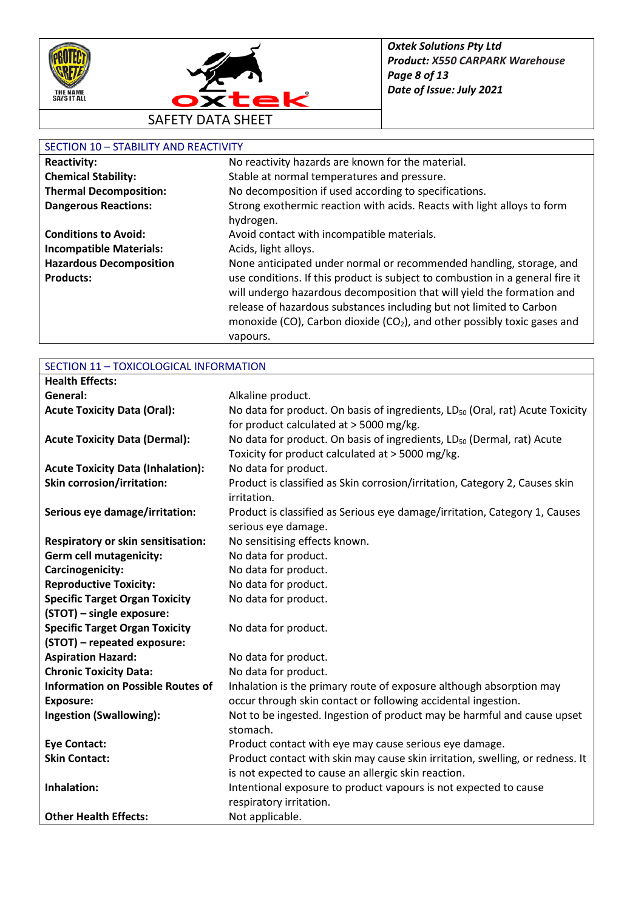## SECTION 10 – STABILITY AND REACTIVITY

| | |
|---|---|
| **Reactivity:** | No reactivity hazards are known for the material. |
| **Chemical Stability:** | Stable at normal temperatures and pressure. |
| **Thermal Decomposition:** | No decomposition if used according to specifications. |
| **Dangerous Reactions:** | Strong exothermic reaction with acids. Reacts with light alloys to form hydrogen. |
| **Conditions to Avoid:** | Avoid contact with incompatible materials. |
| **Incompatible Materials:** | Acids, light alloys. |
| **Hazardous Decomposition Products:** | None anticipated under normal or recommended handling, storage, and use conditions. If this product is subject to combustion in a general fire it will undergo hazardous decomposition that will yield the formation and release of hazardous substances including but not limited to Carbon monoxide (CO), Carbon dioxide ($CO_2$), and other possibly toxic gases and vapours. |

## SECTION 11 – TOXICOLOGICAL INFORMATION

| | |
|---|---|
| **Health Effects:** | |
| **General:** | Alkaline product. |
| **Acute Toxicity Data (Oral):** | No data for product. On basis of ingredients, $LD_{50}$ (Oral, rat) Acute Toxicity for product calculated at > 5000 mg/kg. |
| **Acute Toxicity Data (Dermal):** | No data for product. On basis of ingredients, $LD_{50}$ (Dermal, rat) Acute Toxicity for product calculated at > 5000 mg/kg. |
| **Acute Toxicity Data (Inhalation):** | No data for product. |
| **Skin corrosion/irritation:** | Product is classified as Skin corrosion/irritation, Category 2, Causes skin irritation. |
| **Serious eye damage/irritation:** | Product is classified as Serious eye damage/irritation, Category 1, Causes serious eye damage. |
| **Respiratory or skin sensitisation:** | No sensitising effects known. |
| **Germ cell mutagenicity:** | No data for product. |
| **Carcinogenicity:** | No data for product. |
| **Reproductive Toxicity:** | No data for product. |
| **Specific Target Organ Toxicity (STOT) – single exposure:** | No data for product. |
| **Specific Target Organ Toxicity (STOT) – repeated exposure:** | No data for product. |
| **Aspiration Hazard:** | No data for product. |
| **Chronic Toxicity Data:** | No data for product. |
| **Information on Possible Routes of Exposure:** | Inhalation is the primary route of exposure although absorption may occur through skin contact or following accidental ingestion. |
| **Ingestion (Swallowing):** | Not to be ingested. Ingestion of product may be harmful and cause upset stomach. |
| **Eye Contact:** | Product contact with eye may cause serious eye damage. |
| **Skin Contact:** | Product contact with skin may cause skin irritation, swelling, or redness. It is not expected to cause an allergic skin reaction. |
| **Inhalation:** | Intentional exposure to product vapours is not expected to cause respiratory irritation. |
| **Other Health Effects:** | Not applicable. |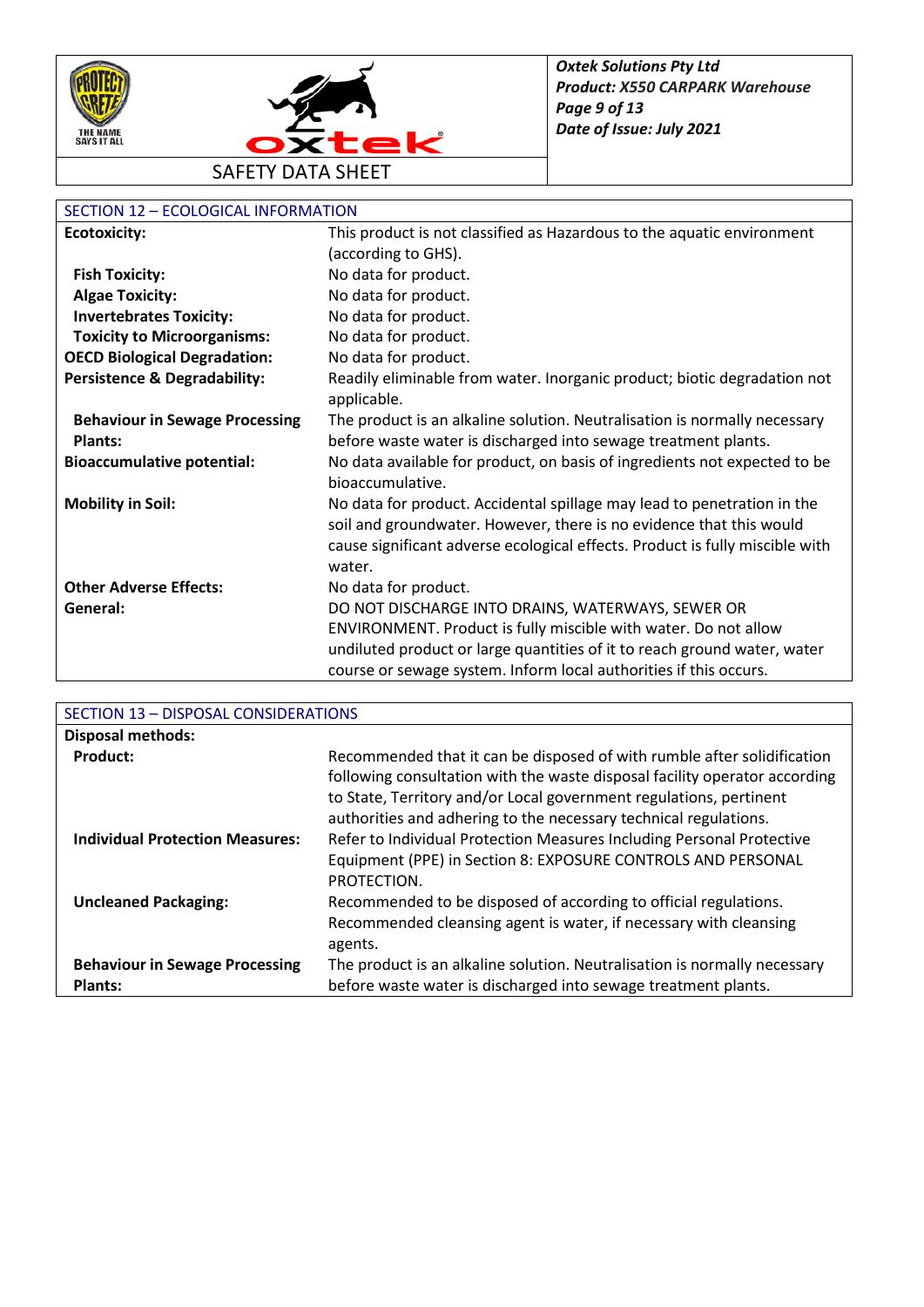## SECTION 12 – ECOLOGICAL INFORMATION

| | |
|---|---|
| **Ecotoxicity:** | This product is not classified as Hazardous to the aquatic environment (according to GHS). |
| **Fish Toxicity:** | No data for product. |
| **Algae Toxicity:** | No data for product. |
| **Invertebrates Toxicity:** | No data for product. |
| **Toxicity to Microorganisms:** | No data for product. |
| **OECD Biological Degradation:** | No data for product. |
| **Persistence & Degradability:** | Readily eliminable from water. Inorganic product; biotic degradation not applicable. |
| **Behaviour in Sewage Processing Plants:** | The product is an alkaline solution. Neutralisation is normally necessary before waste water is discharged into sewage treatment plants. |
| **Bioaccumulative potential:** | No data available for product, on basis of ingredients not expected to be bioaccumulative. |
| **Mobility in Soil:** | No data for product. Accidental spillage may lead to penetration in the soil and groundwater. However, there is no evidence that this would cause significant adverse ecological effects. Product is fully miscible with water. |
| **Other Adverse Effects:** | No data for product. |
| **General:** | DO NOT DISCHARGE INTO DRAINS, WATERWAYS, SEWER OR ENVIRONMENT. Product is fully miscible with water. Do not allow undiluted product or large quantities of it to reach ground water, water course or sewage system. Inform local authorities if this occurs. |

## SECTION 13 – DISPOSAL CONSIDERATIONS

| | |
|---|---|
| **Disposal methods:** | |
| **Product:** | Recommended that it can be disposed of with rumble after solidification following consultation with the waste disposal facility operator according to State, Territory and/or Local government regulations, pertinent authorities and adhering to the necessary technical regulations. |
| **Individual Protection Measures:** | Refer to Individual Protection Measures Including Personal Protective Equipment (PPE) in Section 8: EXPOSURE CONTROLS AND PERSONAL PROTECTION. |
| **Uncleaned Packaging:** | Recommended to be disposed of according to official regulations. Recommended cleansing agent is water, if necessary with cleansing agents. |
| **Behaviour in Sewage Processing Plants:** | The product is an alkaline solution. Neutralisation is normally necessary before waste water is discharged into sewage treatment plants. |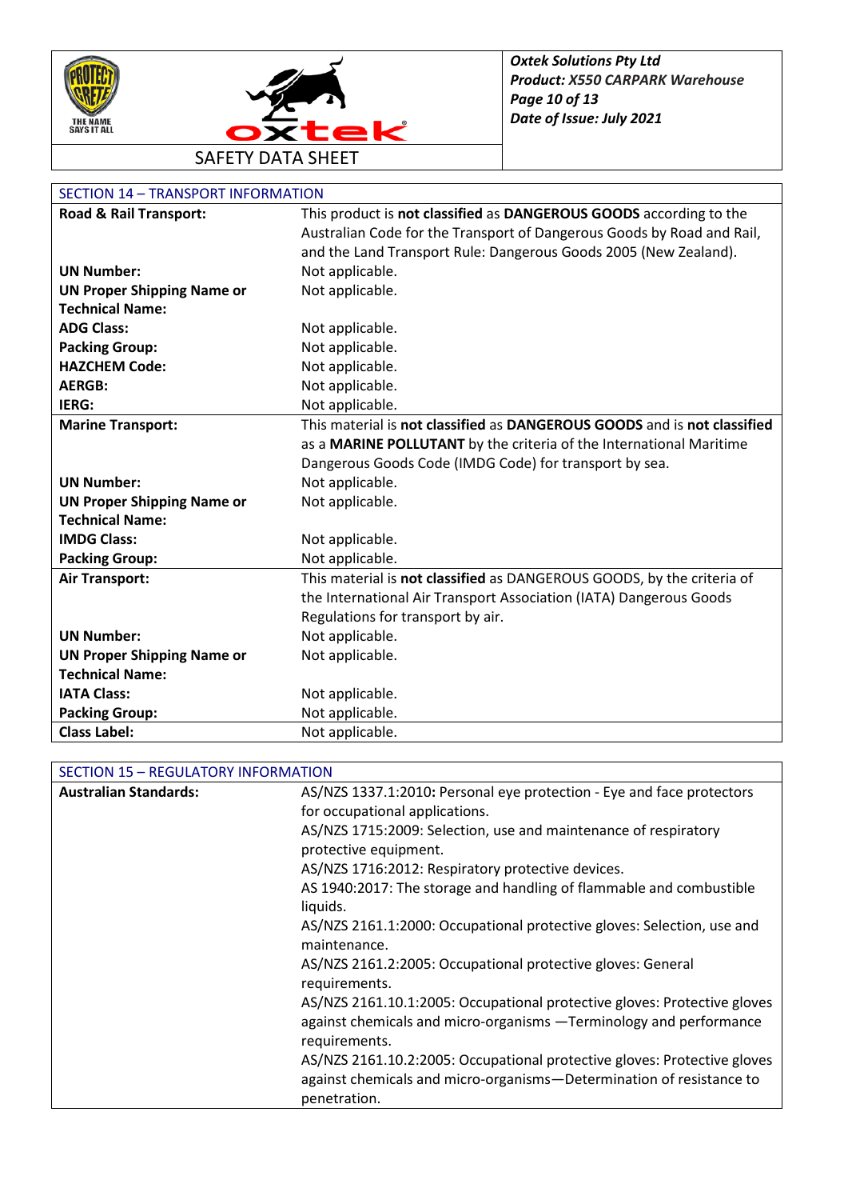## SECTION 14 – TRANSPORT INFORMATION

| | |
|---|---|
| **Road & Rail Transport:** | This product is **not classified** as **DANGEROUS GOODS** according to the Australian Code for the Transport of Dangerous Goods by Road and Rail, and the Land Transport Rule: Dangerous Goods 2005 (New Zealand). |
| **UN Number:** | Not applicable. |
| **UN Proper Shipping Name or Technical Name:** | Not applicable. |
| **ADG Class:** | Not applicable. |
| **Packing Group:** | Not applicable. |
| **HAZCHEM Code:** | Not applicable. |
| **AERGB:** | Not applicable. |
| **IERG:** | Not applicable. |
| **Marine Transport:** | This material is **not classified** as **DANGEROUS GOODS** and is **not classified** as a **MARINE POLLUTANT** by the criteria of the International Maritime Dangerous Goods Code (IMDG Code) for transport by sea. |
| **UN Number:** | Not applicable. |
| **UN Proper Shipping Name or Technical Name:** | Not applicable. |
| **IMDG Class:** | Not applicable. |
| **Packing Group:** | Not applicable. |
| **Air Transport:** | This material is **not classified** as DANGEROUS GOODS, by the criteria of the International Air Transport Association (IATA) Dangerous Goods Regulations for transport by air. |
| **UN Number:** | Not applicable. |
| **UN Proper Shipping Name or Technical Name:** | Not applicable. |
| **IATA Class:** | Not applicable. |
| **Packing Group:** | Not applicable. |
| **Class Label:** | Not applicable. |

## SECTION 15 – REGULATORY INFORMATION

| | |
|---|---|
| **Australian Standards:** | AS/NZS 1337.1:2010**:** Personal eye protection - Eye and face protectors for occupational applications.<br>AS/NZS 1715:2009: Selection, use and maintenance of respiratory protective equipment.<br>AS/NZS 1716:2012: Respiratory protective devices.<br>AS 1940:2017: The storage and handling of flammable and combustible liquids.<br>AS/NZS 2161.1:2000: Occupational protective gloves: Selection, use and maintenance.<br>AS/NZS 2161.2:2005: Occupational protective gloves: General requirements.<br>AS/NZS 2161.10.1:2005: Occupational protective gloves: Protective gloves against chemicals and micro-organisms —Terminology and performance requirements.<br>AS/NZS 2161.10.2:2005: Occupational protective gloves: Protective gloves against chemicals and micro-organisms—Determination of resistance to penetration. |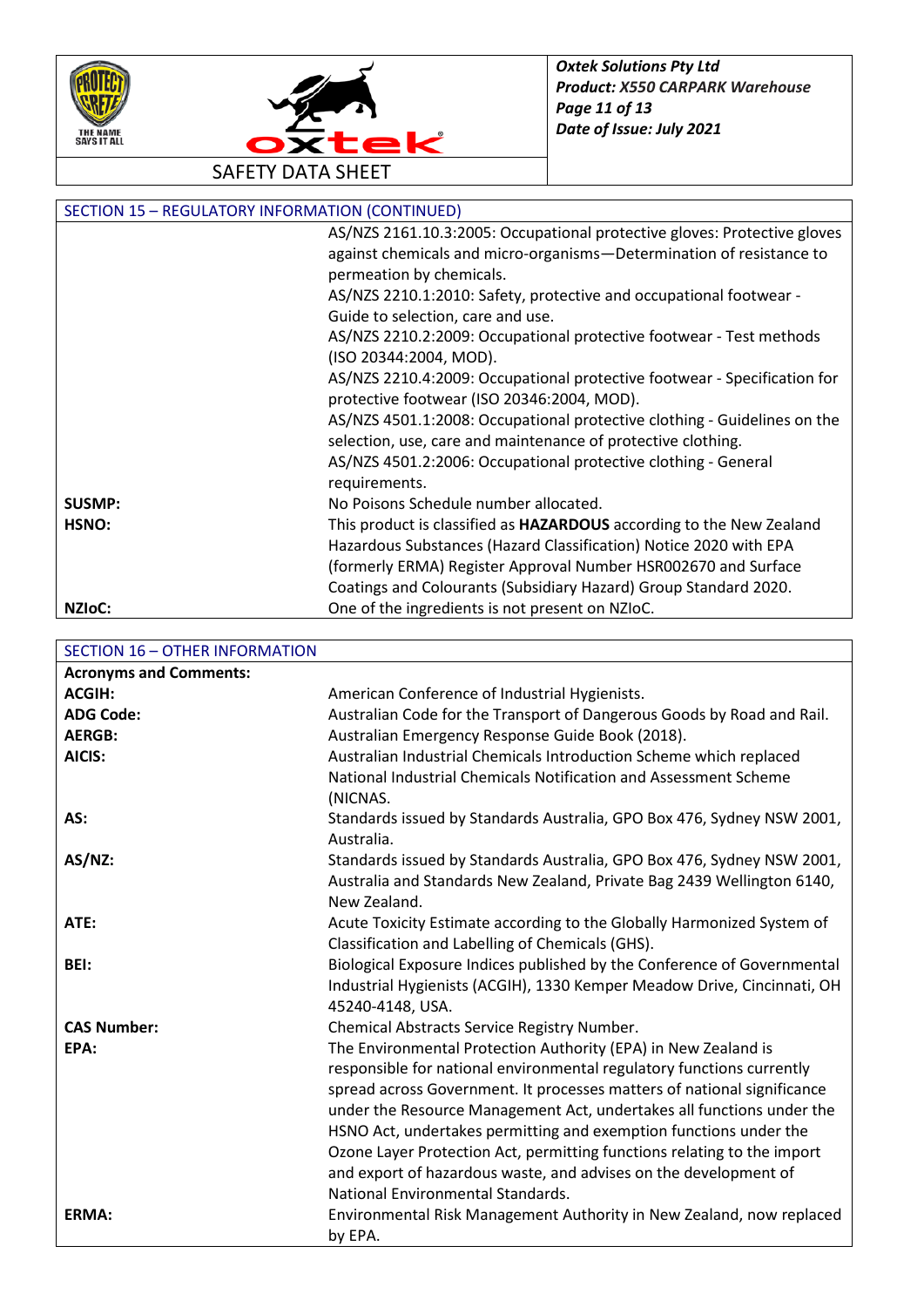## SECTION 15 – REGULATORY INFORMATION (CONTINUED)

| | |
|---|---|
| | AS/NZS 2161.10.3:2005: Occupational protective gloves: Protective gloves against chemicals and micro-organisms—Determination of resistance to permeation by chemicals. |
| | AS/NZS 2210.1:2010: Safety, protective and occupational footwear - Guide to selection, care and use. |
| | AS/NZS 2210.2:2009: Occupational protective footwear - Test methods (ISO 20344:2004, MOD). |
| | AS/NZS 2210.4:2009: Occupational protective footwear - Specification for protective footwear (ISO 20346:2004, MOD). |
| | AS/NZS 4501.1:2008: Occupational protective clothing - Guidelines on the selection, use, care and maintenance of protective clothing. |
| | AS/NZS 4501.2:2006: Occupational protective clothing - General requirements. |
| **SUSMP:** | No Poisons Schedule number allocated. |
| **HSNO:** | This product is classified as **HAZARDOUS** according to the New Zealand Hazardous Substances (Hazard Classification) Notice 2020 with EPA (formerly ERMA) Register Approval Number HSR002670 and Surface Coatings and Colourants (Subsidiary Hazard) Group Standard 2020. |
| **NZIoC:** | One of the ingredients is not present on NZIoC. |

## SECTION 16 – OTHER INFORMATION

**Acronyms and Comments:**

| | |
|---|---|
| **ACGIH:** | American Conference of Industrial Hygienists. |
| **ADG Code:** | Australian Code for the Transport of Dangerous Goods by Road and Rail. |
| **AERGB:** | Australian Emergency Response Guide Book (2018). |
| **AICIS:** | Australian Industrial Chemicals Introduction Scheme which replaced National Industrial Chemicals Notification and Assessment Scheme (NICNAS. |
| **AS:** | Standards issued by Standards Australia, GPO Box 476, Sydney NSW 2001, Australia. |
| **AS/NZ:** | Standards issued by Standards Australia, GPO Box 476, Sydney NSW 2001, Australia and Standards New Zealand, Private Bag 2439 Wellington 6140, New Zealand. |
| **ATE:** | Acute Toxicity Estimate according to the Globally Harmonized System of Classification and Labelling of Chemicals (GHS). |
| **BEI:** | Biological Exposure Indices published by the Conference of Governmental Industrial Hygienists (ACGIH), 1330 Kemper Meadow Drive, Cincinnati, OH 45240-4148, USA. |
| **CAS Number:** | Chemical Abstracts Service Registry Number. |
| **EPA:** | The Environmental Protection Authority (EPA) in New Zealand is responsible for national environmental regulatory functions currently spread across Government. It processes matters of national significance under the Resource Management Act, undertakes all functions under the HSNO Act, undertakes permitting and exemption functions under the Ozone Layer Protection Act, permitting functions relating to the import and export of hazardous waste, and advises on the development of National Environmental Standards. |
| **ERMA:** | Environmental Risk Management Authority in New Zealand, now replaced by EPA. |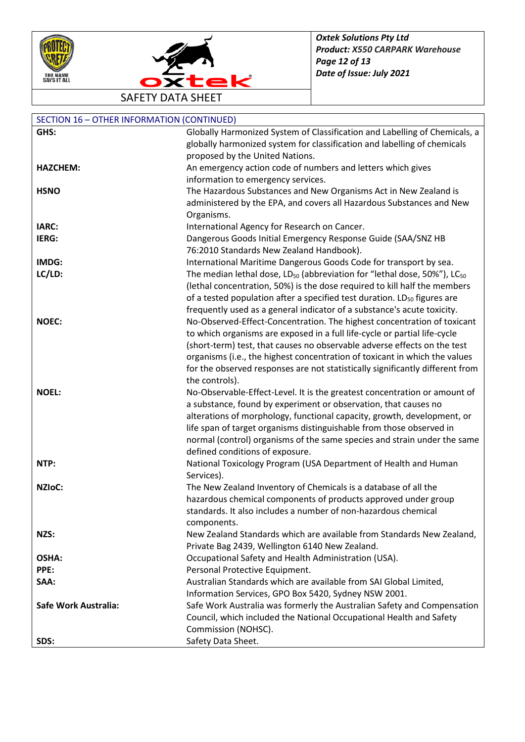## SECTION 16 – OTHER INFORMATION (CONTINUED)

| | |
|---|---|
| **GHS:** | Globally Harmonized System of Classification and Labelling of Chemicals, a globally harmonized system for classification and labelling of chemicals proposed by the United Nations. |
| **HAZCHEM:** | An emergency action code of numbers and letters which gives information to emergency services. |
| **HSNO** | The Hazardous Substances and New Organisms Act in New Zealand is administered by the EPA, and covers all Hazardous Substances and New Organisms. |
| **IARC:** | International Agency for Research on Cancer. |
| **IERG:** | Dangerous Goods Initial Emergency Response Guide (SAA/SNZ HB 76:2010 Standards New Zealand Handbook). |
| **IMDG:** | International Maritime Dangerous Goods Code for transport by sea. |
| **LC/LD:** | The median lethal dose, $LD_{50}$ (abbreviation for "lethal dose, 50%"), $LC_{50}$ (lethal concentration, 50%) is the dose required to kill half the members of a tested population after a specified test duration. $LD_{50}$ figures are frequently used as a general indicator of a substance's acute toxicity. |
| **NOEC:** | No-Observed-Effect-Concentration. The highest concentration of toxicant to which organisms are exposed in a full life-cycle or partial life-cycle (short-term) test, that causes no observable adverse effects on the test organisms (i.e., the highest concentration of toxicant in which the values for the observed responses are not statistically significantly different from the controls). |
| **NOEL:** | No-Observable-Effect-Level. It is the greatest concentration or amount of a substance, found by experiment or observation, that causes no alterations of morphology, functional capacity, growth, development, or life span of target organisms distinguishable from those observed in normal (control) organisms of the same species and strain under the same defined conditions of exposure. |
| **NTP:** | National Toxicology Program (USA Department of Health and Human Services). |
| **NZIoC:** | The New Zealand Inventory of Chemicals is a database of all the hazardous chemical components of products approved under group standards. It also includes a number of non-hazardous chemical components. |
| **NZS:** | New Zealand Standards which are available from Standards New Zealand, Private Bag 2439, Wellington 6140 New Zealand. |
| **OSHA:** | Occupational Safety and Health Administration (USA). |
| **PPE:** | Personal Protective Equipment. |
| **SAA:** | Australian Standards which are available from SAI Global Limited, Information Services, GPO Box 5420, Sydney NSW 2001. |
| **Safe Work Australia:** | Safe Work Australia was formerly the Australian Safety and Compensation Council, which included the National Occupational Health and Safety Commission (NOHSC). |
| **SDS:** | Safety Data Sheet. |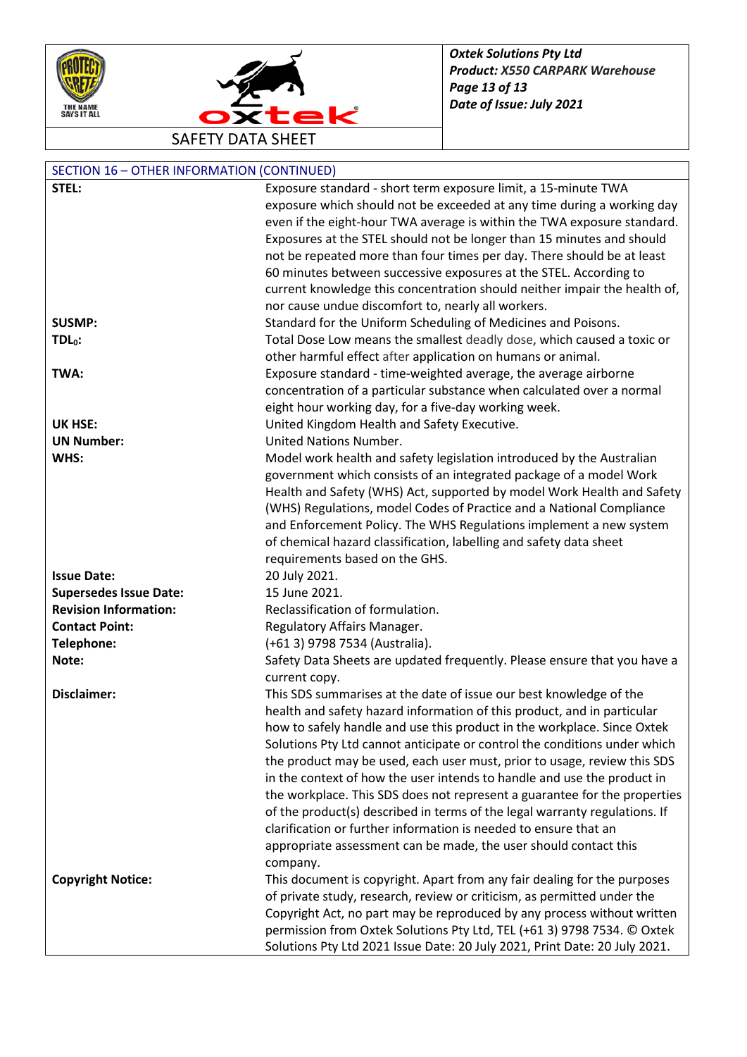## SECTION 16 – OTHER INFORMATION (CONTINUED)

| | |
|---|---|
| **STEL:** | Exposure standard - short term exposure limit, a 15-minute TWA exposure which should not be exceeded at any time during a working day even if the eight-hour TWA average is within the TWA exposure standard. Exposures at the STEL should not be longer than 15 minutes and should not be repeated more than four times per day. There should be at least 60 minutes between successive exposures at the STEL. According to current knowledge this concentration should neither impair the health of, nor cause undue discomfort to, nearly all workers. |
| **SUSMP:** | Standard for the Uniform Scheduling of Medicines and Poisons. |
| **$TDL_0$:** | Total Dose Low means the smallest deadly dose, which caused a toxic or other harmful effect after application on humans or animal. |
| **TWA:** | Exposure standard - time-weighted average, the average airborne concentration of a particular substance when calculated over a normal eight hour working day, for a five-day working week. |
| **UK HSE:** | United Kingdom Health and Safety Executive. |
| **UN Number:** | United Nations Number. |
| **WHS:** | Model work health and safety legislation introduced by the Australian government which consists of an integrated package of a model Work Health and Safety (WHS) Act, supported by model Work Health and Safety (WHS) Regulations, model Codes of Practice and a National Compliance and Enforcement Policy. The WHS Regulations implement a new system of chemical hazard classification, labelling and safety data sheet requirements based on the GHS. |
| **Issue Date:** | 20 July 2021. |
| **Supersedes Issue Date:** | 15 June 2021. |
| **Revision Information:** | Reclassification of formulation. |
| **Contact Point:** | Regulatory Affairs Manager. |
| **Telephone:** | (+61 3) 9798 7534 (Australia). |
| **Note:** | Safety Data Sheets are updated frequently. Please ensure that you have a current copy. |
| **Disclaimer:** | This SDS summarises at the date of issue our best knowledge of the health and safety hazard information of this product, and in particular how to safely handle and use this product in the workplace. Since Oxtek Solutions Pty Ltd cannot anticipate or control the conditions under which the product may be used, each user must, prior to usage, review this SDS in the context of how the user intends to handle and use the product in the workplace. This SDS does not represent a guarantee for the properties of the product(s) described in terms of the legal warranty regulations. If clarification or further information is needed to ensure that an appropriate assessment can be made, the user should contact this company. |
| **Copyright Notice:** | This document is copyright. Apart from any fair dealing for the purposes of private study, research, review or criticism, as permitted under the Copyright Act, no part may be reproduced by any process without written permission from Oxtek Solutions Pty Ltd, TEL (+61 3) 9798 7534. © Oxtek Solutions Pty Ltd 2021 Issue Date: 20 July 2021, Print Date: 20 July 2021. |